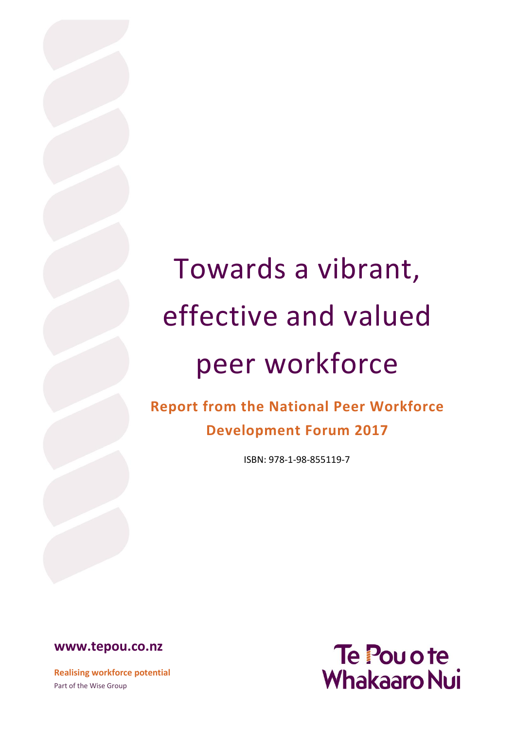# Towards a vibrant, effective and valued peer workforce

## Report from the National Peer Workforce Development Forum 2017

ISBN: 978-1-98-855119-7

**www.tepou.co.nz**

**Realising workforce potential**

Part of the Wise Group

Te Pou o te Whakaaro Nui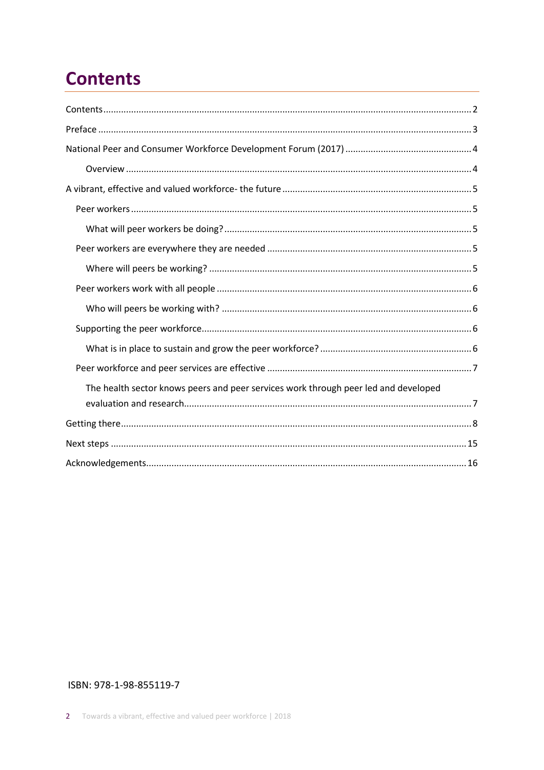# Contents

Contents ........ 2

Preface ........ 3

National Peer and Consumer Workforce Development Forum (2017) ........ 4

- Overview ........ 4

A vibrant, effective and valued workforce- the future ........ 5

- Peer workers ........ 5
  - What will peer workers be doing? ........ 5
- Peer workers are everywhere they are needed ........ 5
  - Where will peers be working? ........ 5
- Peer workers work with all people ........ 6
  - Who will peers be working with? ........ 6
- Supporting the peer workforce ........ 6
  - What is in place to sustain and grow the peer workforce? ........ 6
- Peer workforce and peer services are effective ........ 7
  - The health sector knows peers and peer services work through peer led and developed evaluation and research ........ 7

Getting there ........ 8

Next steps ........ 15

Acknowledgements ........ 16

ISBN: 978-1-98-855119-7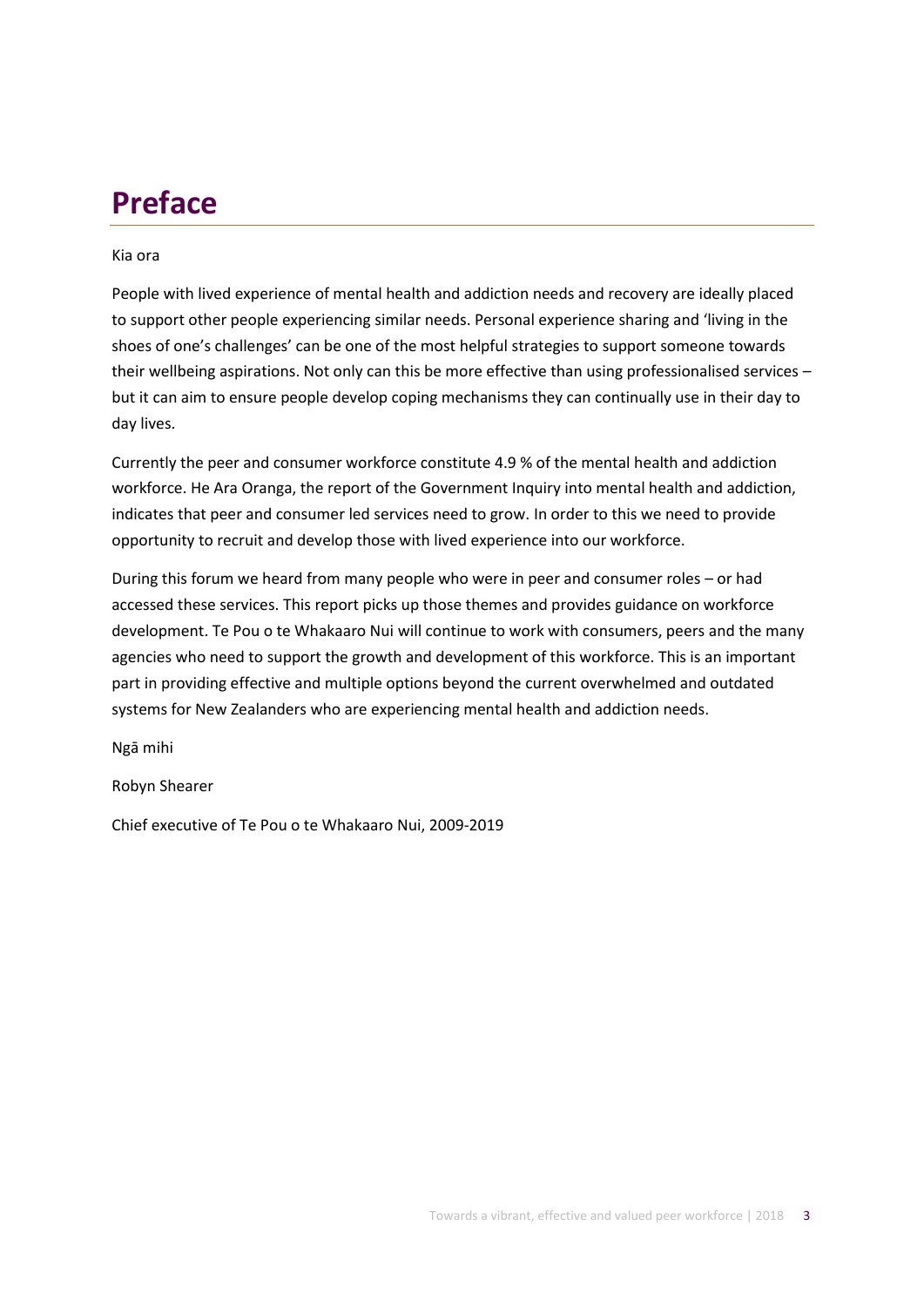# Preface

Kia ora

People with lived experience of mental health and addiction needs and recovery are ideally placed to support other people experiencing similar needs. Personal experience sharing and 'living in the shoes of one's challenges' can be one of the most helpful strategies to support someone towards their wellbeing aspirations. Not only can this be more effective than using professionalised services – but it can aim to ensure people develop coping mechanisms they can continually use in their day to day lives.

Currently the peer and consumer workforce constitute 4.9 % of the mental health and addiction workforce. He Ara Oranga, the report of the Government Inquiry into mental health and addiction, indicates that peer and consumer led services need to grow. In order to this we need to provide opportunity to recruit and develop those with lived experience into our workforce.

During this forum we heard from many people who were in peer and consumer roles – or had accessed these services. This report picks up those themes and provides guidance on workforce development. Te Pou o te Whakaaro Nui will continue to work with consumers, peers and the many agencies who need to support the growth and development of this workforce. This is an important part in providing effective and multiple options beyond the current overwhelmed and outdated systems for New Zealanders who are experiencing mental health and addiction needs.

Ngā mihi

Robyn Shearer

Chief executive of Te Pou o te Whakaaro Nui, 2009-2019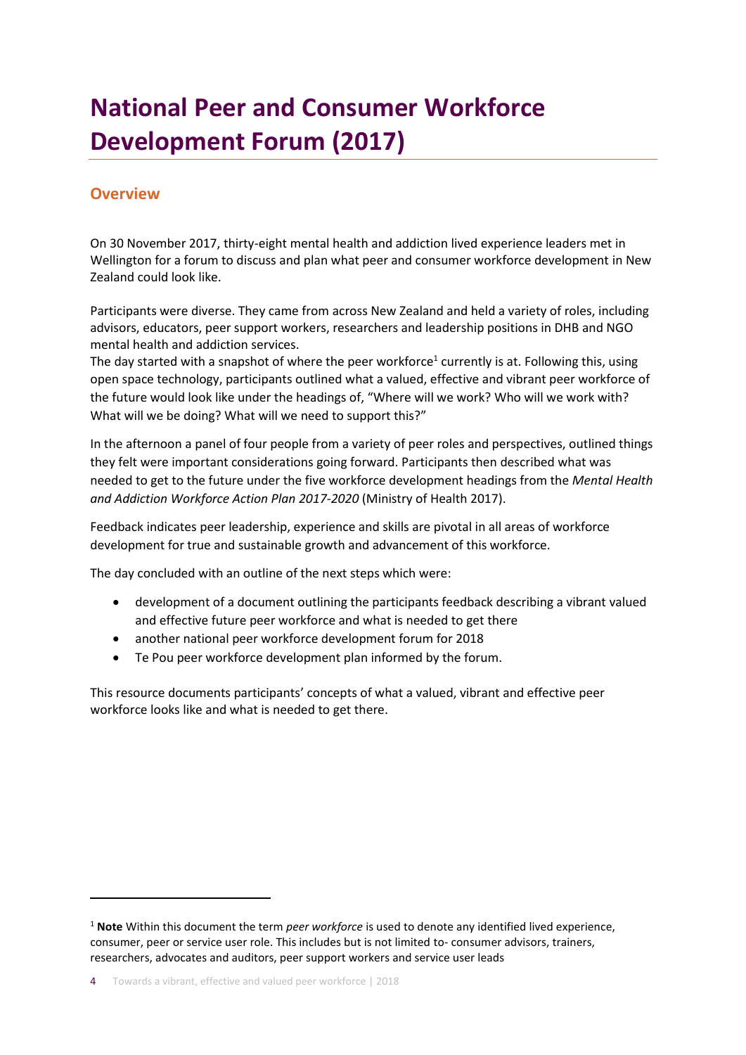# National Peer and Consumer Workforce Development Forum (2017)

## Overview

On 30 November 2017, thirty-eight mental health and addiction lived experience leaders met in Wellington for a forum to discuss and plan what peer and consumer workforce development in New Zealand could look like.

Participants were diverse. They came from across New Zealand and held a variety of roles, including advisors, educators, peer support workers, researchers and leadership positions in DHB and NGO mental health and addiction services.
The day started with a snapshot of where the peer workforce[1] currently is at. Following this, using open space technology, participants outlined what a valued, effective and vibrant peer workforce of the future would look like under the headings of, "Where will we work? Who will we work with? What will we be doing? What will we need to support this?"

In the afternoon a panel of four people from a variety of peer roles and perspectives, outlined things they felt were important considerations going forward. Participants then described what was needed to get to the future under the five workforce development headings from the *Mental Health and Addiction Workforce Action Plan 2017-2020* (Ministry of Health 2017).

Feedback indicates peer leadership, experience and skills are pivotal in all areas of workforce development for true and sustainable growth and advancement of this workforce.

The day concluded with an outline of the next steps which were:

- development of a document outlining the participants feedback describing a vibrant valued and effective future peer workforce and what is needed to get there
- another national peer workforce development forum for 2018
- Te Pou peer workforce development plan informed by the forum.

This resource documents participants' concepts of what a valued, vibrant and effective peer workforce looks like and what is needed to get there.

[1] **Note** Within this document the term *peer workforce* is used to denote any identified lived experience, consumer, peer or service user role. This includes but is not limited to- consumer advisors, trainers, researchers, advocates and auditors, peer support workers and service user leads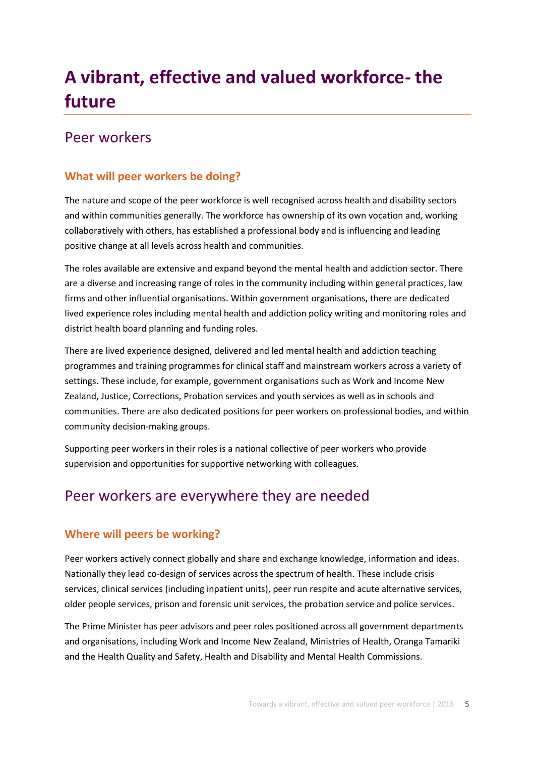# A vibrant, effective and valued workforce- the future

## Peer workers

### What will peer workers be doing?

The nature and scope of the peer workforce is well recognised across health and disability sectors and within communities generally. The workforce has ownership of its own vocation and, working collaboratively with others, has established a professional body and is influencing and leading positive change at all levels across health and communities.

The roles available are extensive and expand beyond the mental health and addiction sector. There are a diverse and increasing range of roles in the community including within general practices, law firms and other influential organisations. Within government organisations, there are dedicated lived experience roles including mental health and addiction policy writing and monitoring roles and district health board planning and funding roles.

There are lived experience designed, delivered and led mental health and addiction teaching programmes and training programmes for clinical staff and mainstream workers across a variety of settings. These include, for example, government organisations such as Work and Income New Zealand, Justice, Corrections, Probation services and youth services as well as in schools and communities. There are also dedicated positions for peer workers on professional bodies, and within community decision-making groups.

Supporting peer workers in their roles is a national collective of peer workers who provide supervision and opportunities for supportive networking with colleagues.

## Peer workers are everywhere they are needed

### Where will peers be working?

Peer workers actively connect globally and share and exchange knowledge, information and ideas. Nationally they lead co-design of services across the spectrum of health. These include crisis services, clinical services (including inpatient units), peer run respite and acute alternative services, older people services, prison and forensic unit services, the probation service and police services.

The Prime Minister has peer advisors and peer roles positioned across all government departments and organisations, including Work and Income New Zealand, Ministries of Health, Oranga Tamariki and the Health Quality and Safety, Health and Disability and Mental Health Commissions.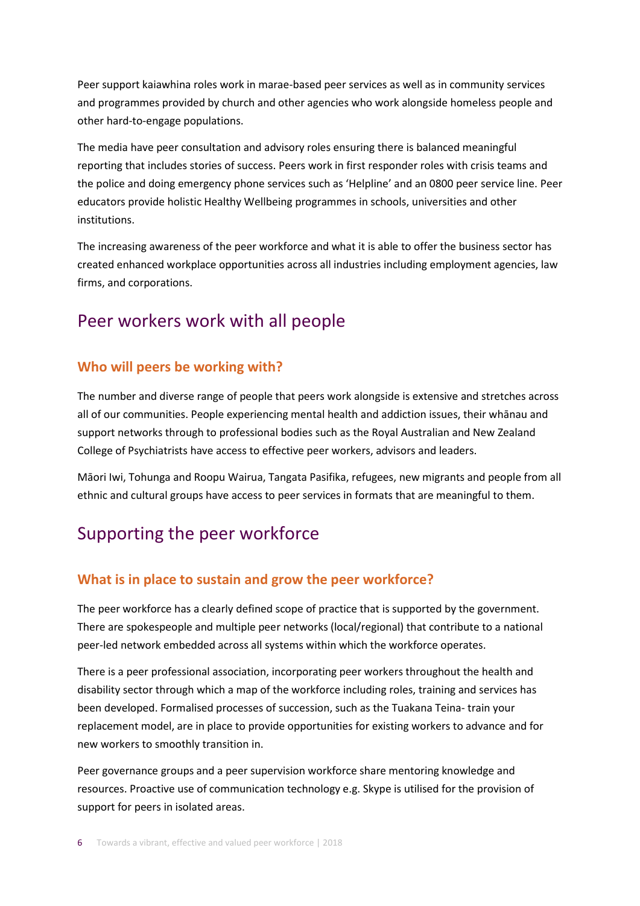Peer support kaiawhina roles work in marae-based peer services as well as in community services and programmes provided by church and other agencies who work alongside homeless people and other hard-to-engage populations.

The media have peer consultation and advisory roles ensuring there is balanced meaningful reporting that includes stories of success. Peers work in first responder roles with crisis teams and the police and doing emergency phone services such as 'Helpline' and an 0800 peer service line. Peer educators provide holistic Healthy Wellbeing programmes in schools, universities and other institutions.

The increasing awareness of the peer workforce and what it is able to offer the business sector has created enhanced workplace opportunities across all industries including employment agencies, law firms, and corporations.

## Peer workers work with all people

### Who will peers be working with?

The number and diverse range of people that peers work alongside is extensive and stretches across all of our communities. People experiencing mental health and addiction issues, their whānau and support networks through to professional bodies such as the Royal Australian and New Zealand College of Psychiatrists have access to effective peer workers, advisors and leaders.

Māori Iwi, Tohunga and Roopu Wairua, Tangata Pasifika, refugees, new migrants and people from all ethnic and cultural groups have access to peer services in formats that are meaningful to them.

## Supporting the peer workforce

### What is in place to sustain and grow the peer workforce?

The peer workforce has a clearly defined scope of practice that is supported by the government. There are spokespeople and multiple peer networks (local/regional) that contribute to a national peer-led network embedded across all systems within which the workforce operates.

There is a peer professional association, incorporating peer workers throughout the health and disability sector through which a map of the workforce including roles, training and services has been developed. Formalised processes of succession, such as the Tuakana Teina- train your replacement model, are in place to provide opportunities for existing workers to advance and for new workers to smoothly transition in.

Peer governance groups and a peer supervision workforce share mentoring knowledge and resources. Proactive use of communication technology e.g. Skype is utilised for the provision of support for peers in isolated areas.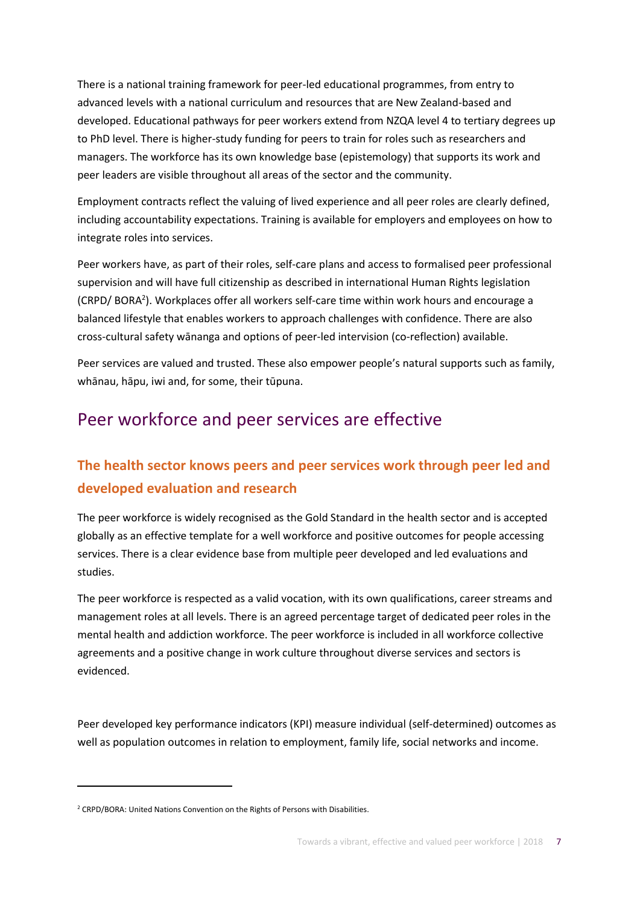There is a national training framework for peer-led educational programmes, from entry to advanced levels with a national curriculum and resources that are New Zealand-based and developed. Educational pathways for peer workers extend from NZQA level 4 to tertiary degrees up to PhD level. There is higher-study funding for peers to train for roles such as researchers and managers. The workforce has its own knowledge base (epistemology) that supports its work and peer leaders are visible throughout all areas of the sector and the community.

Employment contracts reflect the valuing of lived experience and all peer roles are clearly defined, including accountability expectations. Training is available for employers and employees on how to integrate roles into services.

Peer workers have, as part of their roles, self-care plans and access to formalised peer professional supervision and will have full citizenship as described in international Human Rights legislation (CRPD/ BORA[2]). Workplaces offer all workers self-care time within work hours and encourage a balanced lifestyle that enables workers to approach challenges with confidence. There are also cross-cultural safety wānanga and options of peer-led intervision (co-reflection) available.

Peer services are valued and trusted. These also empower people's natural supports such as family, whānau, hāpu, iwi and, for some, their tūpuna.

## Peer workforce and peer services are effective

### The health sector knows peers and peer services work through peer led and developed evaluation and research

The peer workforce is widely recognised as the Gold Standard in the health sector and is accepted globally as an effective template for a well workforce and positive outcomes for people accessing services. There is a clear evidence base from multiple peer developed and led evaluations and studies.

The peer workforce is respected as a valid vocation, with its own qualifications, career streams and management roles at all levels. There is an agreed percentage target of dedicated peer roles in the mental health and addiction workforce. The peer workforce is included in all workforce collective agreements and a positive change in work culture throughout diverse services and sectors is evidenced.

Peer developed key performance indicators (KPI) measure individual (self-determined) outcomes as well as population outcomes in relation to employment, family life, social networks and income.

---

[2] CRPD/BORA: United Nations Convention on the Rights of Persons with Disabilities.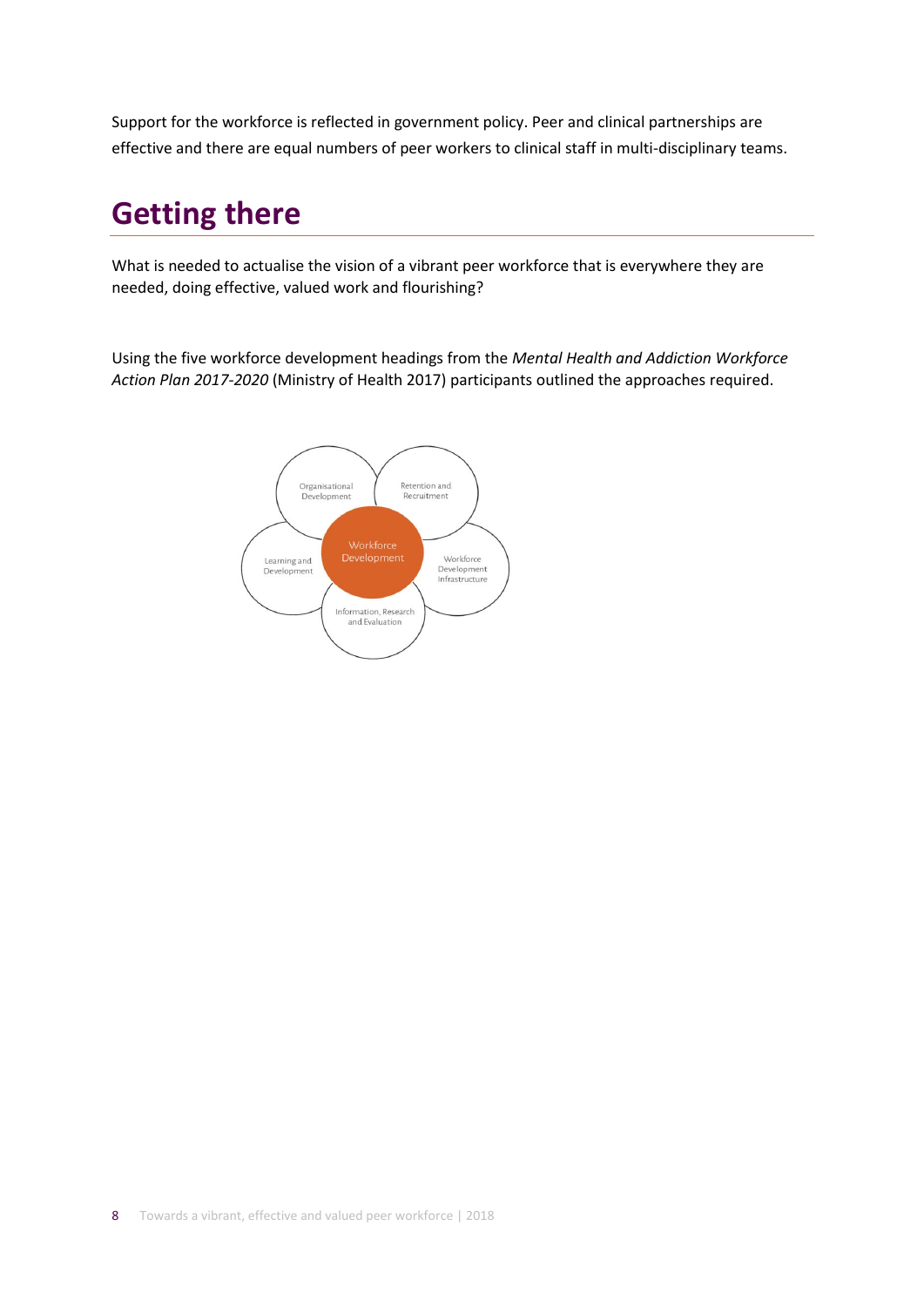Support for the workforce is reflected in government policy. Peer and clinical partnerships are effective and there are equal numbers of peer workers to clinical staff in multi-disciplinary teams.

## Getting there

What is needed to actualise the vision of a vibrant peer workforce that is everywhere they are needed, doing effective, valued work and flourishing?

Using the five workforce development headings from the *Mental Health and Addiction Workforce Action Plan 2017-2020* (Ministry of Health 2017) participants outlined the approaches required.

Organisational Development

Retention and Recruitment

Workforce Development

Learning and Development

Workforce Development Infrastructure

Information, Research and Evaluation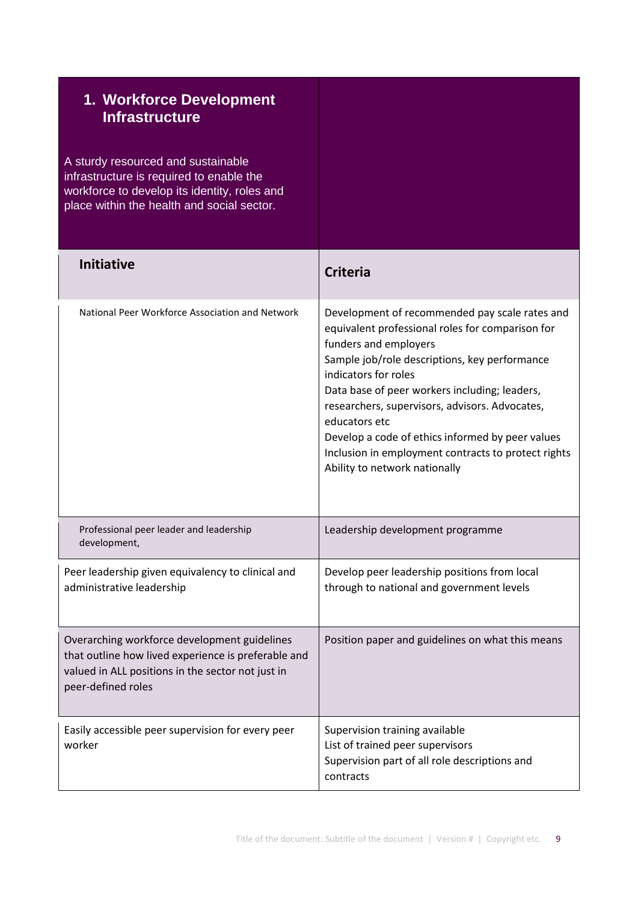## 1. Workforce Development Infrastructure

A sturdy resourced and sustainable infrastructure is required to enable the workforce to develop its identity, roles and place within the health and social sector.

| Initiative | Criteria |
| --- | --- |
| National Peer Workforce Association and Network | Development of recommended pay scale rates and equivalent professional roles for comparison for funders and employers<br>Sample job/role descriptions, key performance indicators for roles<br>Data base of peer workers including; leaders, researchers, supervisors, advisors. Advocates, educators etc<br>Develop a code of ethics informed by peer values<br>Inclusion in employment contracts to protect rights<br>Ability to network nationally |
| Professional peer leader and leadership development, | Leadership development programme |
| Peer leadership given equivalency to clinical and administrative leadership | Develop peer leadership positions from local through to national and government levels |
| Overarching workforce development guidelines that outline how lived experience is preferable and valued in ALL positions in the sector not just in peer-defined roles | Position paper and guidelines on what this means |
| Easily accessible peer supervision for every peer worker | Supervision training available<br>List of trained peer supervisors<br>Supervision part of all role descriptions and contracts |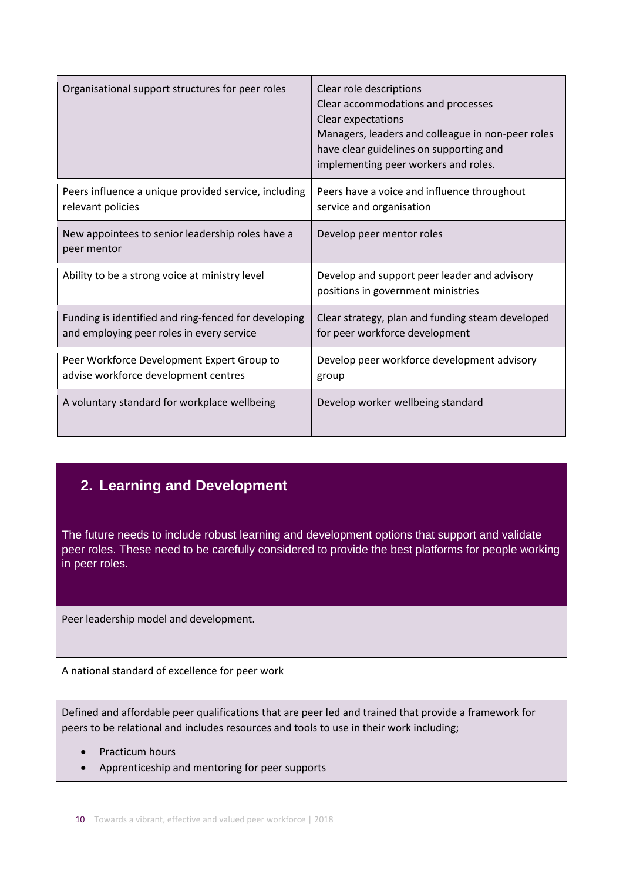| | |
|---|---|
| Organisational support structures for peer roles | Clear role descriptions<br>Clear accommodations and processes<br>Clear expectations<br>Managers, leaders and colleague in non-peer roles have clear guidelines on supporting and implementing peer workers and roles. |
| Peers influence a unique provided service, including relevant policies | Peers have a voice and influence throughout service and organisation |
| New appointees to senior leadership roles have a peer mentor | Develop peer mentor roles |
| Ability to be a strong voice at ministry level | Develop and support peer leader and advisory positions in government ministries |
| Funding is identified and ring-fenced for developing and employing peer roles in every service | Clear strategy, plan and funding steam developed for peer workforce development |
| Peer Workforce Development Expert Group to advise workforce development centres | Develop peer workforce development advisory group |
| A voluntary standard for workplace wellbeing | Develop worker wellbeing standard |

## 2. Learning and Development

The future needs to include robust learning and development options that support and validate peer roles. These need to be carefully considered to provide the best platforms for people working in peer roles.

Peer leadership model and development.

A national standard of excellence for peer work

Defined and affordable peer qualifications that are peer led and trained that provide a framework for peers to be relational and includes resources and tools to use in their work including;

- Practicum hours
- Apprenticeship and mentoring for peer supports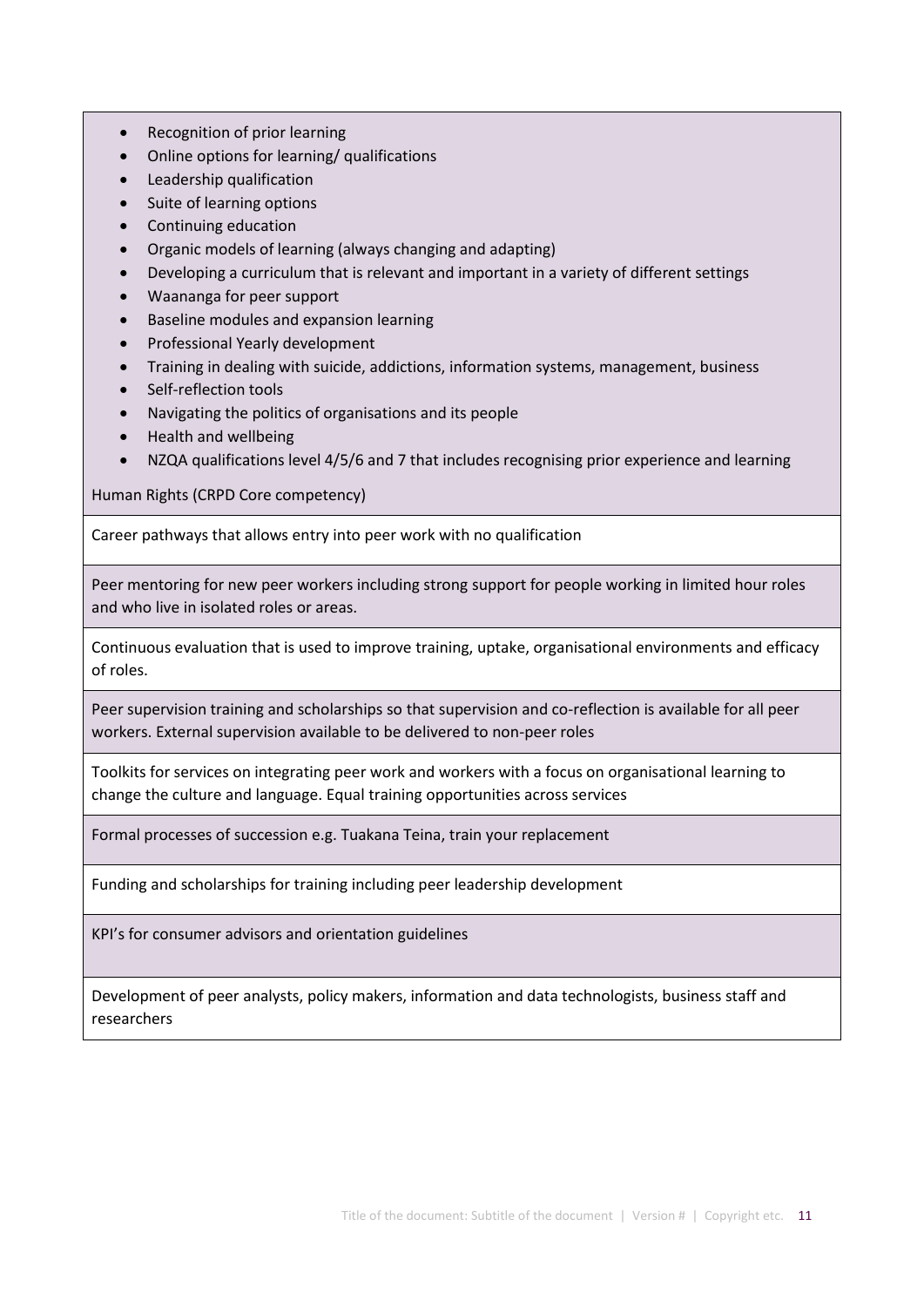| |
|---|
| <ul><li>Recognition of prior learning</li><li>Online options for learning/ qualifications</li><li>Leadership qualification</li><li>Suite of learning options</li><li>Continuing education</li><li>Organic models of learning (always changing and adapting)</li><li>Developing a curriculum that is relevant and important in a variety of different settings</li><li>Waananga for peer support</li><li>Baseline modules and expansion learning</li><li>Professional Yearly development</li><li>Training in dealing with suicide, addictions, information systems, management, business</li><li>Self-reflection tools</li><li>Navigating the politics of organisations and its people</li><li>Health and wellbeing</li><li>NZQA qualifications level 4/5/6 and 7 that includes recognising prior experience and learning</li></ul>Human Rights (CRPD Core competency) |
| Career pathways that allows entry into peer work with no qualification |
| Peer mentoring for new peer workers including strong support for people working in limited hour roles and who live in isolated roles or areas. |
| Continuous evaluation that is used to improve training, uptake, organisational environments and efficacy of roles. |
| Peer supervision training and scholarships so that supervision and co-reflection is available for all peer workers. External supervision available to be delivered to non-peer roles |
| Toolkits for services on integrating peer work and workers with a focus on organisational learning to change the culture and language. Equal training opportunities across services |
| Formal processes of succession e.g. Tuakana Teina, train your replacement |
| Funding and scholarships for training including peer leadership development |
| KPI's for consumer advisors and orientation guidelines |
| Development of peer analysts, policy makers, information and data technologists, business staff and researchers |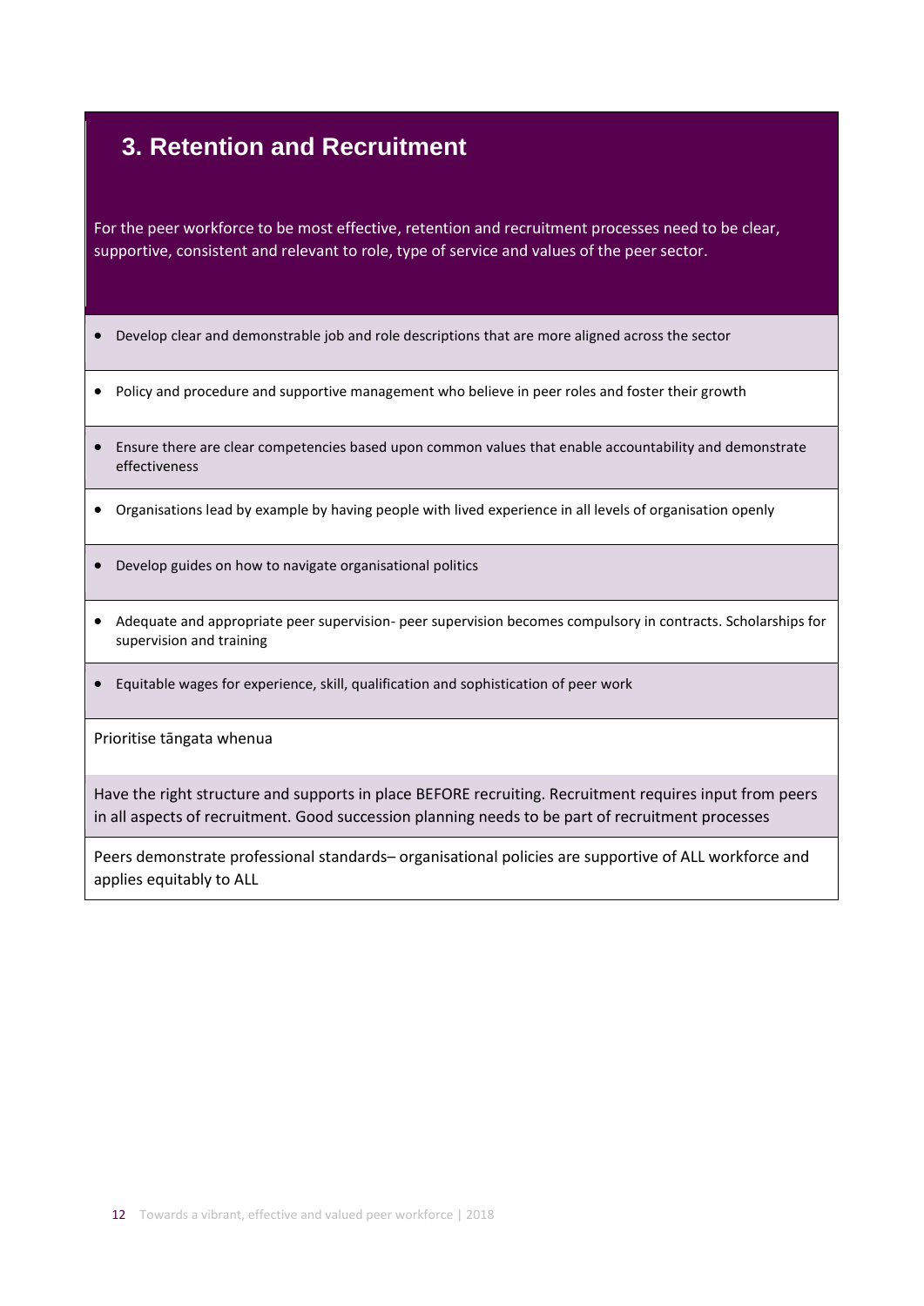## 3. Retention and Recruitment

For the peer workforce to be most effective, retention and recruitment processes need to be clear, supportive, consistent and relevant to role, type of service and values of the peer sector.

- Develop clear and demonstrable job and role descriptions that are more aligned across the sector
- Policy and procedure and supportive management who believe in peer roles and foster their growth
- Ensure there are clear competencies based upon common values that enable accountability and demonstrate effectiveness
- Organisations lead by example by having people with lived experience in all levels of organisation openly
- Develop guides on how to navigate organisational politics
- Adequate and appropriate peer supervision- peer supervision becomes compulsory in contracts. Scholarships for supervision and training
- Equitable wages for experience, skill, qualification and sophistication of peer work

Prioritise tāngata whenua

Have the right structure and supports in place BEFORE recruiting. Recruitment requires input from peers in all aspects of recruitment. Good succession planning needs to be part of recruitment processes

Peers demonstrate professional standards– organisational policies are supportive of ALL workforce and applies equitably to ALL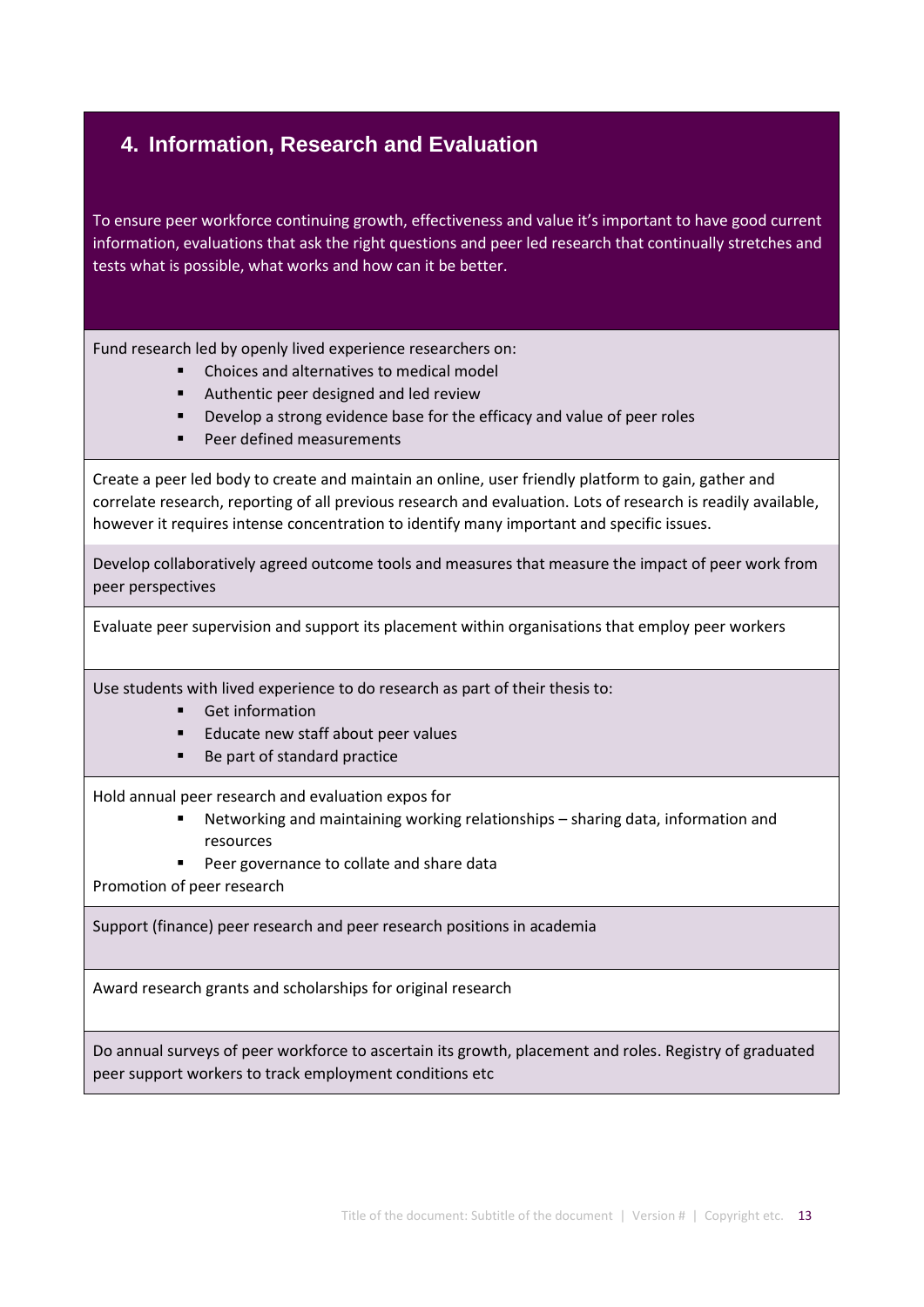## 4. Information, Research and Evaluation

To ensure peer workforce continuing growth, effectiveness and value it's important to have good current information, evaluations that ask the right questions and peer led research that continually stretches and tests what is possible, what works and how can it be better.

Fund research led by openly lived experience researchers on:

- Choices and alternatives to medical model
- Authentic peer designed and led review
- Develop a strong evidence base for the efficacy and value of peer roles
- Peer defined measurements

Create a peer led body to create and maintain an online, user friendly platform to gain, gather and correlate research, reporting of all previous research and evaluation. Lots of research is readily available, however it requires intense concentration to identify many important and specific issues.

Develop collaboratively agreed outcome tools and measures that measure the impact of peer work from peer perspectives

Evaluate peer supervision and support its placement within organisations that employ peer workers

Use students with lived experience to do research as part of their thesis to:

- Get information
- Educate new staff about peer values
- Be part of standard practice

Hold annual peer research and evaluation expos for

- Networking and maintaining working relationships – sharing data, information and resources
- Peer governance to collate and share data

Promotion of peer research

Support (finance) peer research and peer research positions in academia

Award research grants and scholarships for original research

Do annual surveys of peer workforce to ascertain its growth, placement and roles. Registry of graduated peer support workers to track employment conditions etc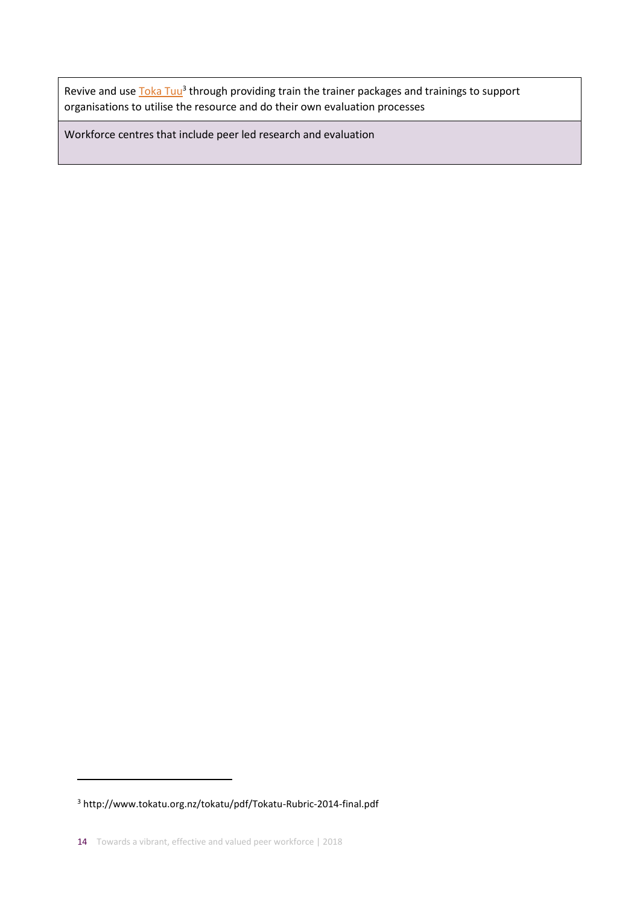| Revive and use Toka Tuu[3] through providing train the trainer packages and trainings to support organisations to utilise the resource and do their own evaluation processes |
| --- |
| Workforce centres that include peer led research and evaluation |

[3] http://www.tokatu.org.nz/tokatu/pdf/Tokatu-Rubric-2014-final.pdf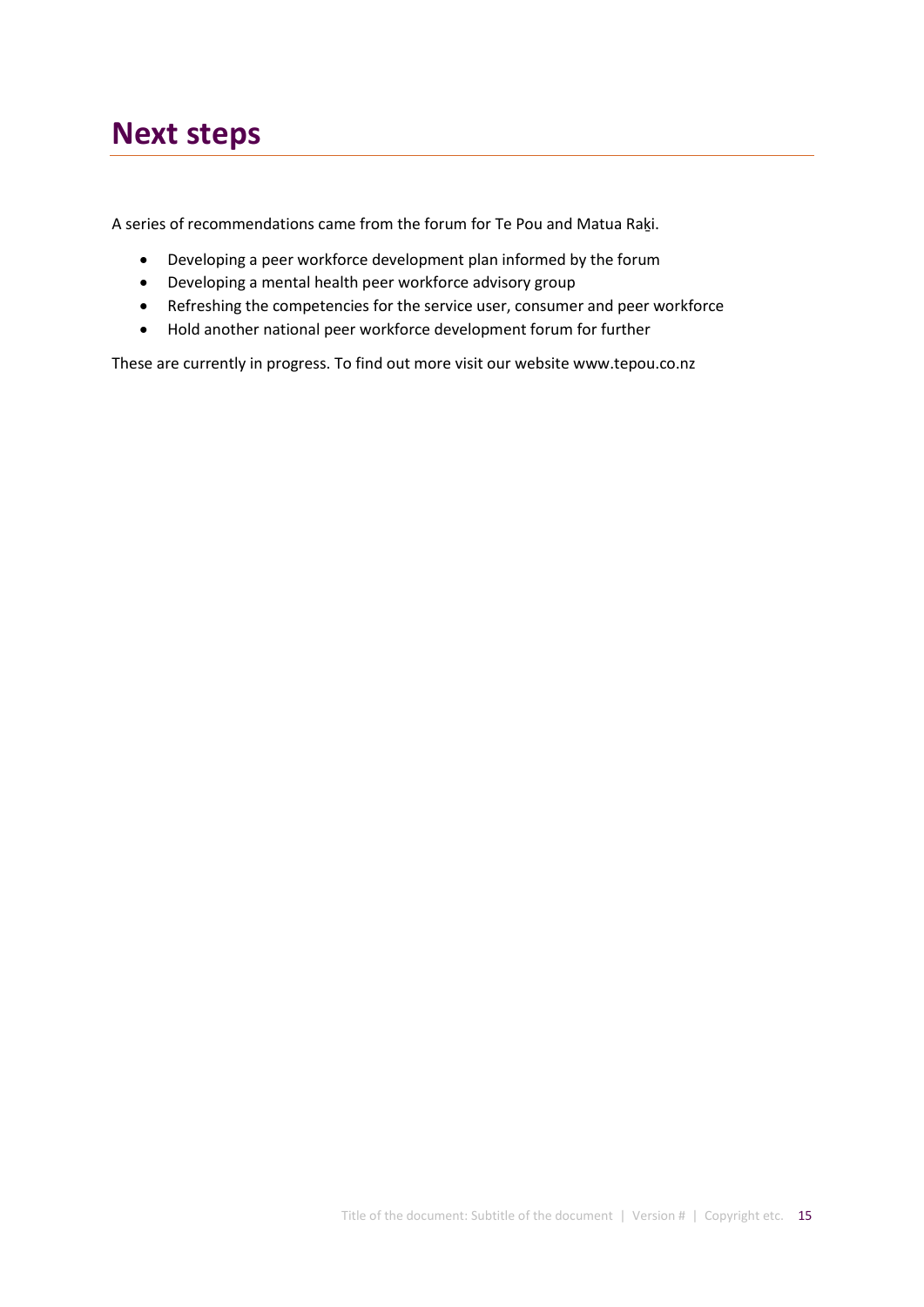# Next steps

A series of recommendations came from the forum for Te Pou and Matua Raḵi.

- Developing a peer workforce development plan informed by the forum
- Developing a mental health peer workforce advisory group
- Refreshing the competencies for the service user, consumer and peer workforce
- Hold another national peer workforce development forum for further

These are currently in progress. To find out more visit our website www.tepou.co.nz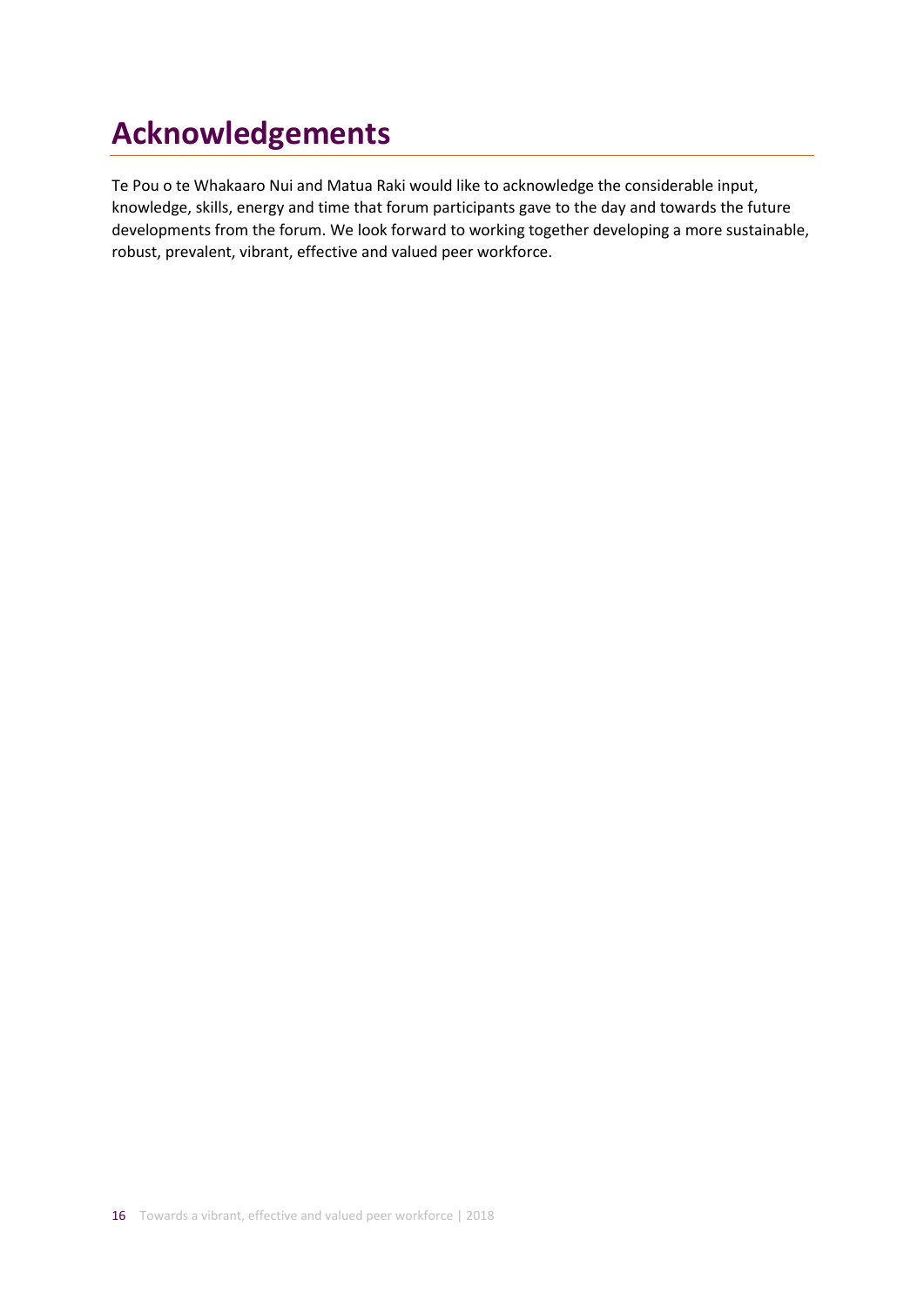# Acknowledgements

Te Pou o te Whakaaro Nui and Matua Raki would like to acknowledge the considerable input, knowledge, skills, energy and time that forum participants gave to the day and towards the future developments from the forum. We look forward to working together developing a more sustainable, robust, prevalent, vibrant, effective and valued peer workforce.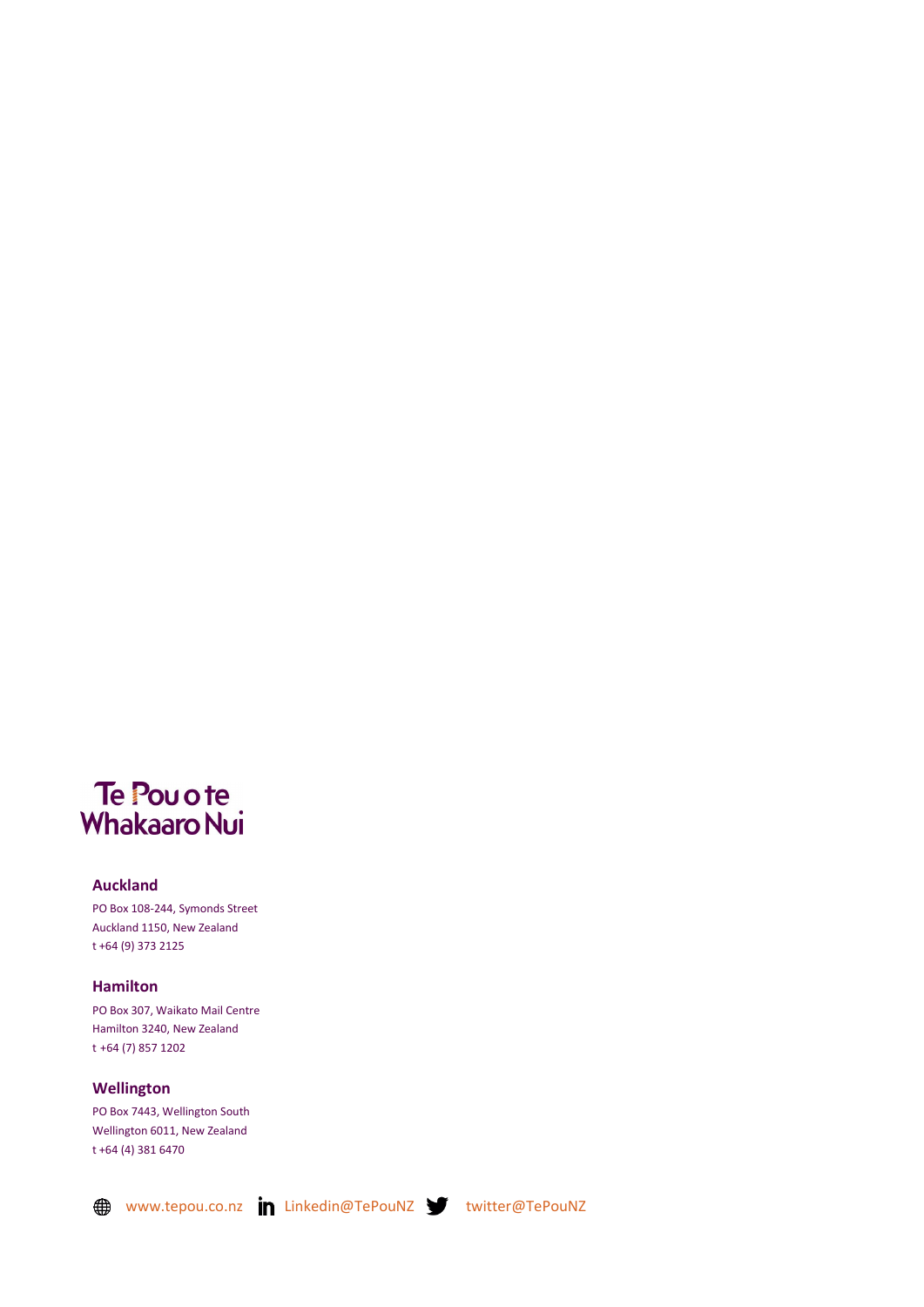Te Pou o te Whakaaro Nui

**Auckland**

PO Box 108-244, Symonds Street
Auckland 1150, New Zealand
t +64 (9) 373 2125

**Hamilton**

PO Box 307, Waikato Mail Centre
Hamilton 3240, New Zealand
t +64 (7) 857 1202

**Wellington**

PO Box 7443, Wellington South
Wellington 6011, New Zealand
t +64 (4) 381 6470

www.tepou.co.nz  Linkedin@TePouNZ  twitter@TePouNZ